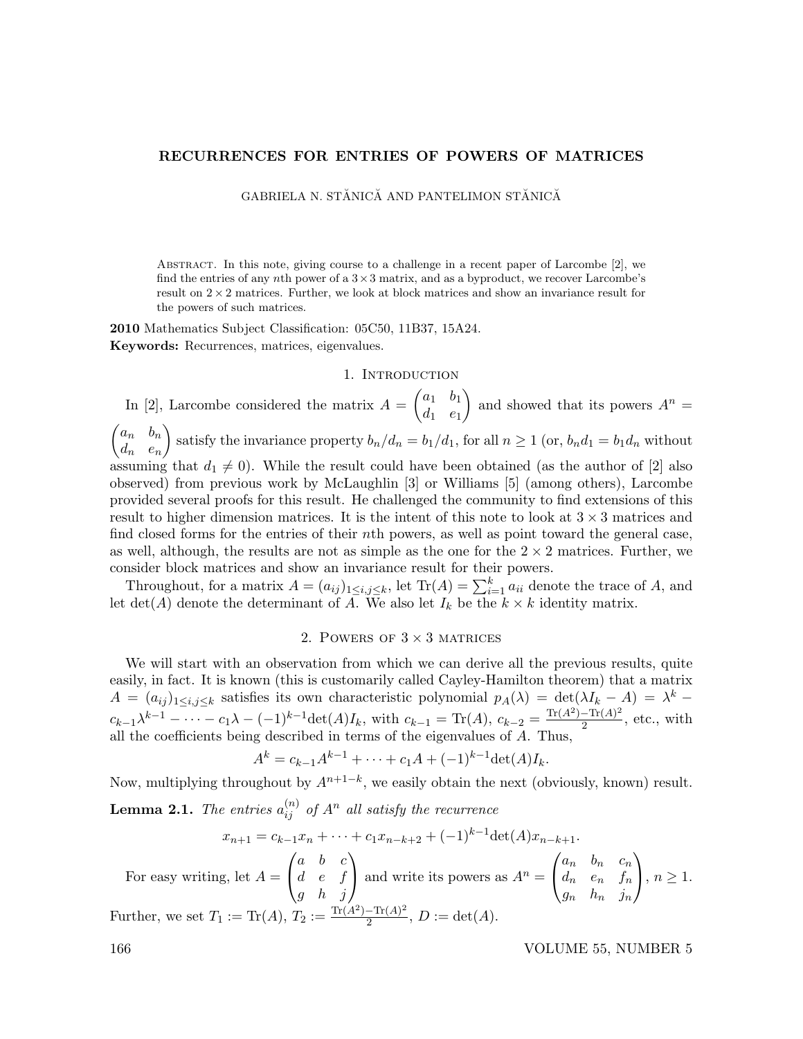# RECURRENCES FOR ENTRIES OF POWERS OF MATRICES

GABRIELA N. STĂNICĂ AND PANTELIMON STĂNICĂ

Abstract. In this note, giving course to a challenge in a recent paper of Larcombe [2], we find the entries of any $n$th power of a $3\times 3$ matrix, and as a byproduct, we recover Larcombe's result on $2\times 2$ matrices. Further, we look at block matrices and show an invariance result for the powers of such matrices.

**2010** Mathematics Subject Classification: 05C50, 11B37, 15A24.
**Keywords:** Recurrences, matrices, eigenvalues.

## 1. Introduction

In [2], Larcombe considered the matrix $A = \begin{pmatrix} a_1 & b_1 \\ d_1 & e_1 \end{pmatrix}$ and showed that its powers $A^n = \begin{pmatrix} a_n & b_n \\ d_n & e_n \end{pmatrix}$ satisfy the invariance property $b_n/d_n = b_1/d_1$, for all $n \geq 1$ (or, $b_n d_1 = b_1 d_n$ without assuming that $d_1 \neq 0$). While the result could have been obtained (as the author of [2] also observed) from previous work by McLaughlin [3] or Williams [5] (among others), Larcombe provided several proofs for this result. He challenged the community to find extensions of this result to higher dimension matrices. It is the intent of this note to look at $3\times 3$ matrices and find closed forms for the entries of their $n$th powers, as well as point toward the general case, as well, although, the results are not as simple as the one for the $2\times 2$ matrices. Further, we consider block matrices and show an invariance result for their powers.

Throughout, for a matrix $A = (a_{ij})_{1\leq i,j\leq k}$, let $\mathrm{Tr}(A) = \sum_{i=1}^k a_{ii}$ denote the trace of $A$, and let $\det(A)$ denote the determinant of $A$. We also let $I_k$ be the $k\times k$ identity matrix.

## 2. Powers of $3\times 3$ matrices

We will start with an observation from which we can derive all the previous results, quite easily, in fact. It is known (this is customarily called Cayley-Hamilton theorem) that a matrix $A = (a_{ij})_{1\leq i,j\leq k}$ satisfies its own characteristic polynomial $p_A(\lambda) = \det(\lambda I_k - A) = \lambda^k - c_{k-1}\lambda^{k-1} - \cdots - c_1\lambda - (-1)^{k-1}\det(A) I_k$, with $c_{k-1} = \mathrm{Tr}(A)$, $c_{k-2} = \frac{\mathrm{Tr}(A^2) - \mathrm{Tr}(A)^2}{2}$, etc., with all the coefficients being described in terms of the eigenvalues of $A$. Thus,

$$A^k = c_{k-1}A^{k-1} + \cdots + c_1 A + (-1)^{k-1}\det(A) I_k.$$

Now, multiplying throughout by $A^{n+1-k}$, we easily obtain the next (obviously, known) result.

**Lemma 2.1.** *The entries $a_{ij}^{(n)}$ of $A^n$ all satisfy the recurrence*

$$x_{n+1} = c_{k-1}x_n + \cdots + c_1 x_{n-k+2} + (-1)^{k-1}\det(A) x_{n-k+1}.$$

For easy writing, let $A = \begin{pmatrix} a & b & c \\ d & e & f \\ g & h & j \end{pmatrix}$ and write its powers as $A^n = \begin{pmatrix} a_n & b_n & c_n \\ d_n & e_n & f_n \\ g_n & h_n & j_n \end{pmatrix}$, $n \geq 1$.

Further, we set $T_1 := \mathrm{Tr}(A)$, $T_2 := \frac{\mathrm{Tr}(A^2) - \mathrm{Tr}(A)^2}{2}$, $D := \det(A)$.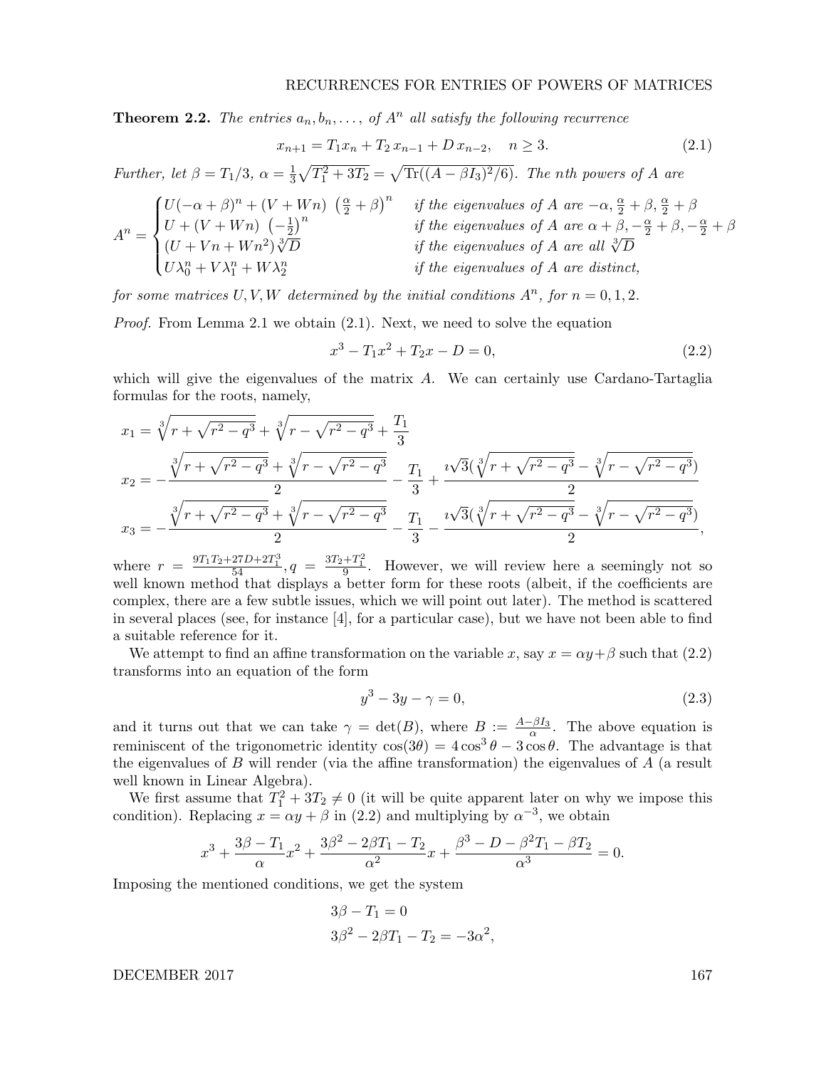**Theorem 2.2.** *The entries $a_n, b_n, \dots,$ of $A^n$ all satisfy the following recurrence*

$$x_{n+1} = T_1 x_n + T_2\, x_{n-1} + D\, x_{n-2}, \quad n \geq 3. \tag{2.1}$$

*Further, let $\beta = T_1/3$, $\alpha = \frac{1}{3}\sqrt{T_1^2 + 3T_2} = \sqrt{\mathrm{Tr}((A - \beta I_3)^2/6)}$. The $n$th powers of $A$ are*

$$A^n = \begin{cases} U(-\alpha+\beta)^n + (V + Wn)\ \left(\frac{\alpha}{2}+\beta\right)^n & \text{if the eigenvalues of } A \text{ are } -\alpha, \frac{\alpha}{2}+\beta, \frac{\alpha}{2}+\beta \\ U + (V + Wn)\ \left(-\frac{1}{2}\right)^n & \text{if the eigenvalues of } A \text{ are } \alpha+\beta, -\frac{\alpha}{2}+\beta, -\frac{\alpha}{2}+\beta \\ (U + Vn + Wn^2)\sqrt[3]{D} & \text{if the eigenvalues of } A \text{ are all } \sqrt[3]{D} \\ U\lambda_0^n + V\lambda_1^n + W\lambda_2^n & \text{if the eigenvalues of } A \text{ are distinct,} \end{cases}$$

*for some matrices $U, V, W$ determined by the initial conditions $A^n$, for $n = 0, 1, 2$.*

*Proof.* From Lemma 2.1 we obtain (2.1). Next, we need to solve the equation

$$x^3 - T_1 x^2 + T_2 x - D = 0, \tag{2.2}$$

which will give the eigenvalues of the matrix $A$. We can certainly use Cardano-Tartaglia formulas for the roots, namely,

$$\begin{aligned} x_1 &= \sqrt[3]{r + \sqrt{r^2 - q^3}} + \sqrt[3]{r - \sqrt{r^2 - q^3}} + \frac{T_1}{3} \\ x_2 &= -\frac{\sqrt[3]{r + \sqrt{r^2 - q^3}} + \sqrt[3]{r - \sqrt{r^2 - q^3}}}{2} - \frac{T_1}{3} + \frac{\imath\sqrt{3}(\sqrt[3]{r + \sqrt{r^2 - q^3}} - \sqrt[3]{r - \sqrt{r^2 - q^3}})}{2} \\ x_3 &= -\frac{\sqrt[3]{r + \sqrt{r^2 - q^3}} + \sqrt[3]{r - \sqrt{r^2 - q^3}}}{2} - \frac{T_1}{3} - \frac{\imath\sqrt{3}(\sqrt[3]{r + \sqrt{r^2 - q^3}} - \sqrt[3]{r - \sqrt{r^2 - q^3}})}{2}, \end{aligned}$$

where $r = \frac{9T_1T_2 + 27D + 2T_1^3}{54}, q = \frac{3T_2 + T_1^2}{9}$. However, we will review here a seemingly not so well known method that displays a better form for these roots (albeit, if the coefficients are complex, there are a few subtle issues, which we will point out later). The method is scattered in several places (see, for instance [4], for a particular case), but we have not been able to find a suitable reference for it.

We attempt to find an affine transformation on the variable $x$, say $x = \alpha y + \beta$ such that (2.2) transforms into an equation of the form

$$y^3 - 3y - \gamma = 0, \tag{2.3}$$

and it turns out that we can take $\gamma = \det(B)$, where $B := \frac{A - \beta I_3}{\alpha}$. The above equation is reminiscent of the trigonometric identity $\cos(3\theta) = 4\cos^3\theta - 3\cos\theta$. The advantage is that the eigenvalues of $B$ will render (via the affine transformation) the eigenvalues of $A$ (a result well known in Linear Algebra).

We first assume that $T_1^2 + 3T_2 \neq 0$ (it will be quite apparent later on why we impose this condition). Replacing $x = \alpha y + \beta$ in (2.2) and multiplying by $\alpha^{-3}$, we obtain

$$x^3 + \frac{3\beta - T_1}{\alpha}x^2 + \frac{3\beta^2 - 2\beta T_1 - T_2}{\alpha^2}x + \frac{\beta^3 - D - \beta^2 T_1 - \beta T_2}{\alpha^3} = 0.$$

Imposing the mentioned conditions, we get the system

$$\begin{aligned} 3\beta - T_1 &= 0 \\ 3\beta^2 - 2\beta T_1 - T_2 &= -3\alpha^2, \end{aligned}$$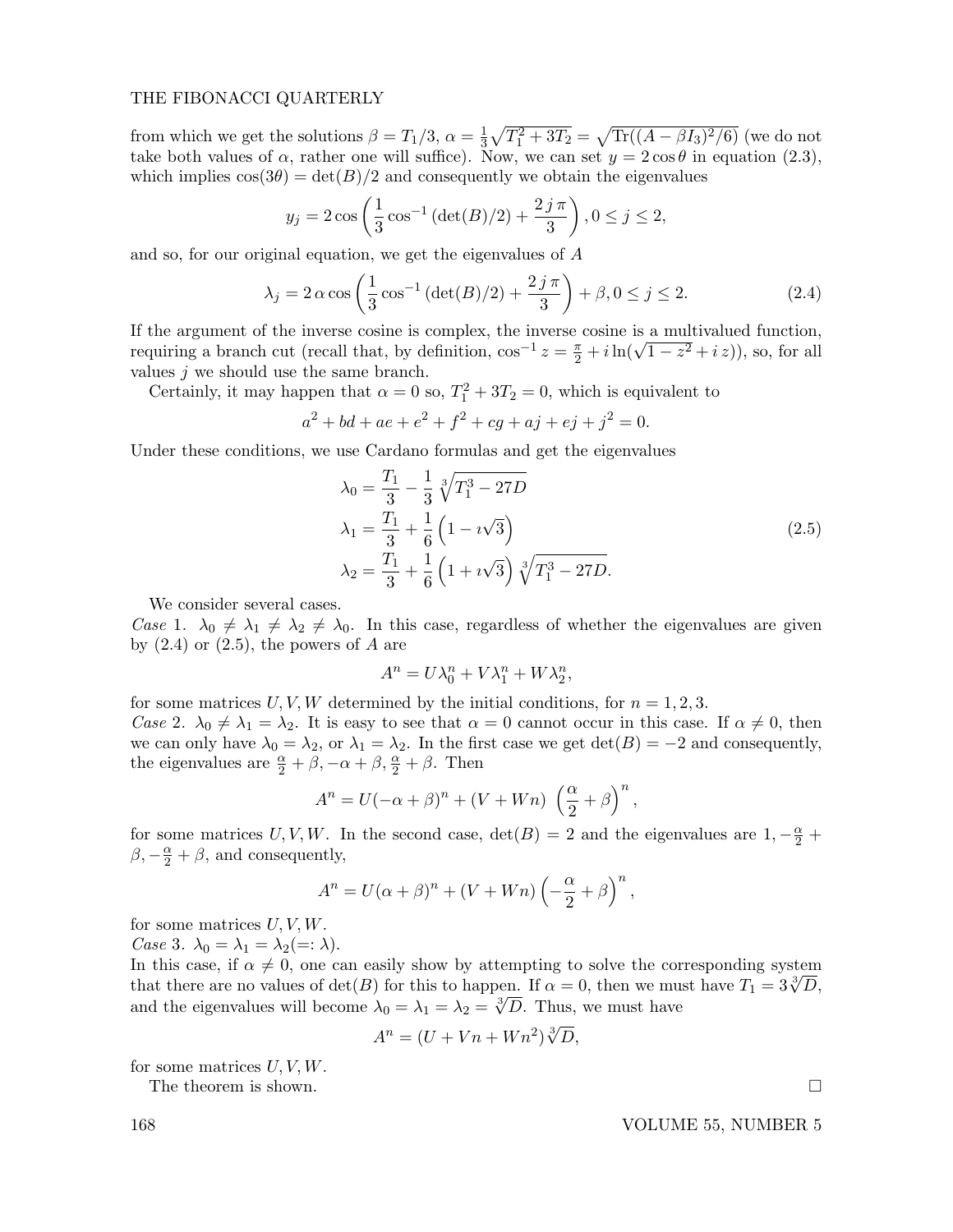from which we get the solutions $\beta = T_1/3$, $\alpha = \frac{1}{3}\sqrt{T_1^2 + 3T_2} = \sqrt{\text{Tr}((A - \beta I_3)^2/6)}$ (we do not take both values of $\alpha$, rather one will suffice). Now, we can set $y = 2\cos\theta$ in equation (2.3), which implies $\cos(3\theta) = \det(B)/2$ and consequently we obtain the eigenvalues

$$y_j = 2\cos\left(\frac{1}{3}\cos^{-1}\left(\det(B)/2\right) + \frac{2\,j\,\pi}{3}\right), 0 \le j \le 2,$$

and so, for our original equation, we get the eigenvalues of $A$

$$\lambda_j = 2\,\alpha\cos\left(\frac{1}{3}\cos^{-1}\left(\det(B)/2\right) + \frac{2\,j\,\pi}{3}\right) + \beta, 0 \le j \le 2. \tag{2.4}$$

If the argument of the inverse cosine is complex, the inverse cosine is a multivalued function, requiring a branch cut (recall that, by definition, $\cos^{-1} z = \frac{\pi}{2} + i\ln(\sqrt{1 - z^2} + i\,z)$), so, for all values $j$ we should use the same branch.

Certainly, it may happen that $\alpha = 0$ so, $T_1^2 + 3T_2 = 0$, which is equivalent to

$$a^2 + bd + ae + e^2 + f^2 + cg + aj + ej + j^2 = 0.$$

Under these conditions, we use Cardano formulas and get the eigenvalues

$$\begin{aligned}
\lambda_0 &= \frac{T_1}{3} - \frac{1}{3}\sqrt[3]{T_1^3 - 27D} \\
\lambda_1 &= \frac{T_1}{3} + \frac{1}{6}\left(1 - \imath\sqrt{3}\right) \\
\lambda_2 &= \frac{T_1}{3} + \frac{1}{6}\left(1 + \imath\sqrt{3}\right)\sqrt[3]{T_1^3 - 27D}.
\end{aligned} \tag{2.5}$$

We consider several cases.

*Case* 1. $\lambda_0 \ne \lambda_1 \ne \lambda_2 \ne \lambda_0$. In this case, regardless of whether the eigenvalues are given by (2.4) or (2.5), the powers of $A$ are

$$A^n = U\lambda_0^n + V\lambda_1^n + W\lambda_2^n,$$

for some matrices $U, V, W$ determined by the initial conditions, for $n = 1, 2, 3$.

*Case* 2. $\lambda_0 \ne \lambda_1 = \lambda_2$. It is easy to see that $\alpha = 0$ cannot occur in this case. If $\alpha \ne 0$, then we can only have $\lambda_0 = \lambda_2$, or $\lambda_1 = \lambda_2$. In the first case we get $\det(B) = -2$ and consequently, the eigenvalues are $\frac{\alpha}{2} + \beta, -\alpha + \beta, \frac{\alpha}{2} + \beta$. Then

$$A^n = U(-\alpha + \beta)^n + (V + Wn)\ \left(\frac{\alpha}{2} + \beta\right)^n,$$

for some matrices $U, V, W$. In the second case, $\det(B) = 2$ and the eigenvalues are $1, -\frac{\alpha}{2} + \beta, -\frac{\alpha}{2} + \beta$, and consequently,

$$A^n = U(\alpha + \beta)^n + (V + Wn)\left(-\frac{\alpha}{2} + \beta\right)^n,$$

for some matrices $U, V, W$.

*Case* 3. $\lambda_0 = \lambda_1 = \lambda_2 (=: \lambda)$.

In this case, if $\alpha \ne 0$, one can easily show by attempting to solve the corresponding system that there are no values of $\det(B)$ for this to happen. If $\alpha = 0$, then we must have $T_1 = 3\sqrt[3]{D}$, and the eigenvalues will become $\lambda_0 = \lambda_1 = \lambda_2 = \sqrt[3]{D}$. Thus, we must have

$$A^n = (U + Vn + Wn^2)\sqrt[3]{D},$$

for some matrices $U, V, W$.

The theorem is shown. □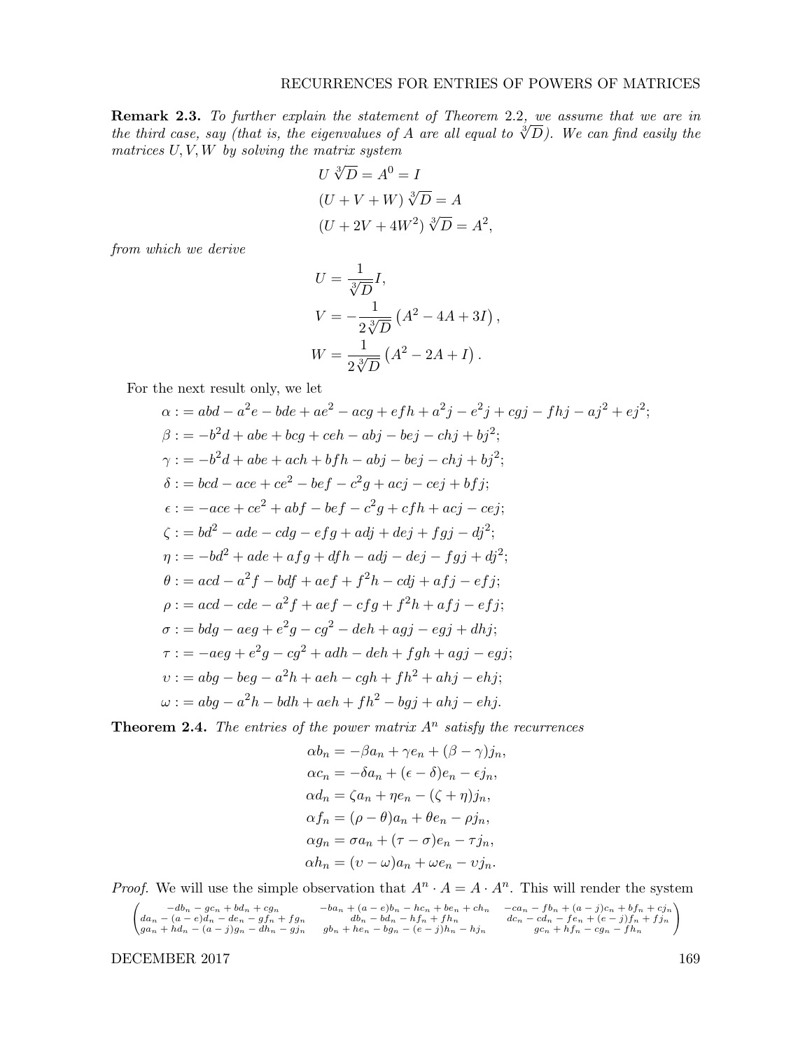**Remark 2.3.** *To further explain the statement of Theorem 2.2, we assume that we are in the third case, say (that is, the eigenvalues of $A$ are all equal to $\sqrt[3]{D}$). We can find easily the matrices $U, V, W$ by solving the matrix system*

$$
\begin{aligned}
&U \sqrt[3]{D} = A^0 = I \\
&(U + V + W) \sqrt[3]{D} = A \\
&(U + 2V + 4W^2) \sqrt[3]{D} = A^2,
\end{aligned}
$$

*from which we derive*

$$
\begin{aligned}
U &= \frac{1}{\sqrt[3]{D}} I, \\
V &= -\frac{1}{2\sqrt[3]{D}} \left(A^2 - 4A + 3I\right), \\
W &= \frac{1}{2\sqrt[3]{D}} \left(A^2 - 2A + I\right).
\end{aligned}
$$

For the next result only, we let

$$
\begin{aligned}
\alpha &:= abd - a^2e - bde + ae^2 - acg + efh + a^2j - e^2j + cgj - fhj - aj^2 + ej^2; \\
\beta &:= -b^2d + abe + bcg + ceh - abj - bej - chj + bj^2; \\
\gamma &:= -b^2d + abe + ach + bfh - abj - bej - chj + bj^2; \\
\delta &:= bcd - ace + ce^2 - bef - c^2g + acj - cej + bfj; \\
\epsilon &:= -ace + ce^2 + abf - bef - c^2g + cfh + acj - cej; \\
\zeta &:= bd^2 - ade - cdg - efg + adj + dej + fgj - dj^2; \\
\eta &:= -bd^2 + ade + afg + dfh - adj - dej - fgj + dj^2; \\
\theta &:= acd - a^2f - bdf + aef + f^2h - cdj + afj - efj; \\
\rho &:= acd - cde - a^2f + aef - cfg + f^2h + afj - efj; \\
\sigma &:= bdg - aeg + e^2g - cg^2 - deh + agj - egj + dhj; \\
\tau &:= -aeg + e^2g - cg^2 + adh - deh + fgh + agj - egj; \\
\upsilon &:= abg - beg - a^2h + aeh - cgh + fh^2 + ahj - ehj; \\
\omega &:= abg - a^2h - bdh + aeh + fh^2 - bgj + ahj - ehj.
\end{aligned}
$$

**Theorem 2.4.** *The entries of the power matrix $A^n$ satisfy the recurrences*

$$
\begin{aligned}
\alpha b_n &= -\beta a_n + \gamma e_n + (\beta - \gamma) j_n, \\
\alpha c_n &= -\delta a_n + (\epsilon - \delta) e_n - \epsilon j_n, \\
\alpha d_n &= \zeta a_n + \eta e_n - (\zeta + \eta) j_n, \\
\alpha f_n &= (\rho - \theta) a_n + \theta e_n - \rho j_n, \\
\alpha g_n &= \sigma a_n + (\tau - \sigma) e_n - \tau j_n, \\
\alpha h_n &= (\upsilon - \omega) a_n + \omega e_n - \upsilon j_n.
\end{aligned}
$$

*Proof.* We will use the simple observation that $A^n \cdot A = A \cdot A^n$. This will render the system

$$
\begin{pmatrix}
-db_n - gc_n + bd_n + cg_n & -ba_n + (a-e)b_n - hc_n + be_n + ch_n & -ca_n - fb_n + (a-j)c_n + bf_n + cj_n \\
da_n - (a-e)d_n - de_n - gf_n + fg_n & db_n - bd_n - hf_n + fh_n & dc_n - cd_n - fe_n + (e-j)f_n + fj_n \\
ga_n + hd_n - (a-j)g_n - dh_n - gj_n & gb_n + he_n - bg_n - (e-j)h_n - hj_n & gc_n + hf_n - cg_n - fh_n
\end{pmatrix}
$$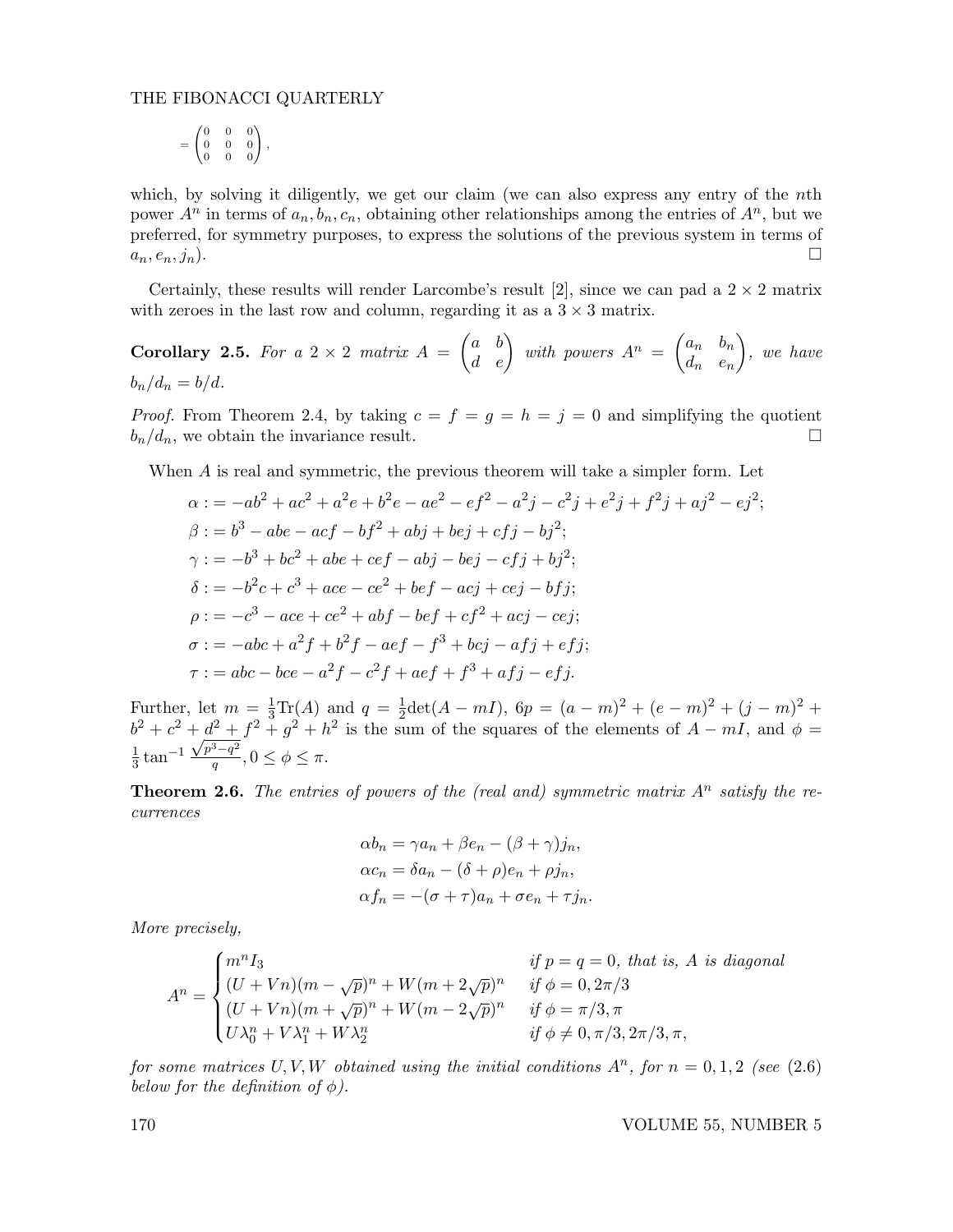$$= \begin{pmatrix} 0 & 0 & 0 \\ 0 & 0 & 0 \\ 0 & 0 & 0 \end{pmatrix},$$

which, by solving it diligently, we get our claim (we can also express any entry of the $n$th power $A^n$ in terms of $a_n, b_n, c_n$, obtaining other relationships among the entries of $A^n$, but we preferred, for symmetry purposes, to express the solutions of the previous system in terms of $a_n, e_n, j_n$). □

Certainly, these results will render Larcombe's result [2], since we can pad a $2 \times 2$ matrix with zeroes in the last row and column, regarding it as a $3 \times 3$ matrix.

**Corollary 2.5.** *For a $2 \times 2$ matrix $A = \begin{pmatrix} a & b \\ d & e \end{pmatrix}$ with powers $A^n = \begin{pmatrix} a_n & b_n \\ d_n & e_n \end{pmatrix}$, we have $b_n/d_n = b/d$.*

*Proof.* From Theorem 2.4, by taking $c = f = g = h = j = 0$ and simplifying the quotient $b_n/d_n$, we obtain the invariance result. □

When $A$ is real and symmetric, the previous theorem will take a simpler form. Let

$$\alpha := -ab^2 + ac^2 + a^2e + b^2e - ae^2 - ef^2 - a^2j - c^2j + e^2j + f^2j + aj^2 - ej^2;$$
$$\beta := b^3 - abe - acf - bf^2 + abj + bej + cfj - bj^2;$$
$$\gamma := -b^3 + bc^2 + abe + cef - abj - bej - cfj + bj^2;$$
$$\delta := -b^2c + c^3 + ace - ce^2 + bef - acj + cej - bfj;$$
$$\rho := -c^3 - ace + ce^2 + abf - bef + cf^2 + acj - cej;$$
$$\sigma := -abc + a^2f + b^2f - aef - f^3 + bcj - afj + efj;$$
$$\tau := abc - bce - a^2f - c^2f + aef + f^3 + afj - efj.$$

Further, let $m = \frac{1}{3}\mathrm{Tr}(A)$ and $q = \frac{1}{2}\det(A - mI)$, $6p = (a-m)^2 + (e-m)^2 + (j-m)^2 + b^2 + c^2 + d^2 + f^2 + g^2 + h^2$ is the sum of the squares of the elements of $A - mI$, and $\phi = \frac{1}{3}\tan^{-1}\frac{\sqrt{p^3 - q^2}}{q}, 0 \le \phi \le \pi$.

**Theorem 2.6.** *The entries of powers of the (real and) symmetric matrix $A^n$ satisfy the recurrences*

$$\alpha b_n = \gamma a_n + \beta e_n - (\beta + \gamma) j_n,$$
$$\alpha c_n = \delta a_n - (\delta + \rho) e_n + \rho j_n,$$
$$\alpha f_n = -(\sigma + \tau) a_n + \sigma e_n + \tau j_n.$$

*More precisely,*

$$A^n = \begin{cases} m^n I_3 & \text{if } p = q = 0, \text{ that is, } A \text{ is diagonal} \\ (U + Vn)(m - \sqrt{p})^n + W(m + 2\sqrt{p})^n & \text{if } \phi = 0, 2\pi/3 \\ (U + Vn)(m + \sqrt{p})^n + W(m - 2\sqrt{p})^n & \text{if } \phi = \pi/3, \pi \\ U\lambda_0^n + V\lambda_1^n + W\lambda_2^n & \text{if } \phi \ne 0, \pi/3, 2\pi/3, \pi, \end{cases}$$

*for some matrices $U, V, W$ obtained using the initial conditions $A^n$, for $n = 0, 1, 2$ (see (2.6) below for the definition of $\phi$).*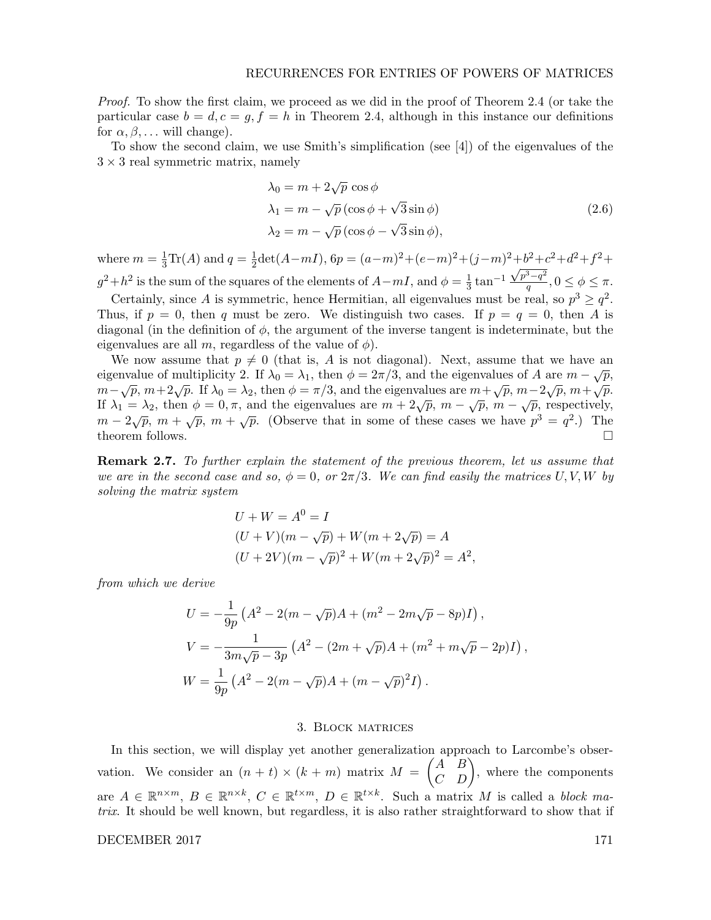*Proof.* To show the first claim, we proceed as we did in the proof of Theorem 2.4 (or take the particular case $b = d, c = g, f = h$ in Theorem 2.4, although in this instance our definitions for $\alpha, \beta, \ldots$ will change).

To show the second claim, we use Smith's simplification (see [4]) of the eigenvalues of the $3 \times 3$ real symmetric matrix, namely

$$
\begin{aligned}
\lambda_0 &= m + 2\sqrt{p}\,\cos\phi \\
\lambda_1 &= m - \sqrt{p}\,(\cos\phi + \sqrt{3}\sin\phi) \\
\lambda_2 &= m - \sqrt{p}\,(\cos\phi - \sqrt{3}\sin\phi),
\end{aligned}
\tag{2.6}
$$

where $m = \frac{1}{3}\mathrm{Tr}(A)$ and $q = \frac{1}{2}\det(A - mI)$, $6p = (a-m)^2 + (e-m)^2 + (j-m)^2 + b^2 + c^2 + d^2 + f^2 + g^2 + h^2$ is the sum of the squares of the elements of $A - mI$, and $\phi = \frac{1}{3}\tan^{-1}\frac{\sqrt{p^3 - q^2}}{q}$, $0 \le \phi \le \pi$.

Certainly, since $A$ is symmetric, hence Hermitian, all eigenvalues must be real, so $p^3 \ge q^2$. Thus, if $p = 0$, then $q$ must be zero. We distinguish two cases. If $p = q = 0$, then $A$ is diagonal (in the definition of $\phi$, the argument of the inverse tangent is indeterminate, but the eigenvalues are all $m$, regardless of the value of $\phi$).

We now assume that $p \neq 0$ (that is, $A$ is not diagonal). Next, assume that we have an eigenvalue of multiplicity 2. If $\lambda_0 = \lambda_1$, then $\phi = 2\pi/3$, and the eigenvalues of $A$ are $m - \sqrt{p}$, $m - \sqrt{p}$, $m + 2\sqrt{p}$. If $\lambda_0 = \lambda_2$, then $\phi = \pi/3$, and the eigenvalues are $m + \sqrt{p}$, $m - 2\sqrt{p}$, $m + \sqrt{p}$. If $\lambda_1 = \lambda_2$, then $\phi = 0, \pi$, and the eigenvalues are $m + 2\sqrt{p}$, $m - \sqrt{p}$, $m - \sqrt{p}$, respectively, $m - 2\sqrt{p}$, $m + \sqrt{p}$, $m + \sqrt{p}$. (Observe that in some of these cases we have $p^3 = q^2$.) The theorem follows. □

**Remark 2.7.** *To further explain the statement of the previous theorem, let us assume that we are in the second case and so, $\phi = 0$, or $2\pi/3$. We can find easily the matrices $U, V, W$ by solving the matrix system*

$$
\begin{aligned}
&U + W = A^0 = I \\
&(U + V)(m - \sqrt{p}) + W(m + 2\sqrt{p}) = A \\
&(U + 2V)(m - \sqrt{p})^2 + W(m + 2\sqrt{p})^2 = A^2,
\end{aligned}
$$

*from which we derive*

$$
\begin{aligned}
U &= -\frac{1}{9p}\left(A^2 - 2(m - \sqrt{p})A + (m^2 - 2m\sqrt{p} - 8p)I\right), \\
V &= -\frac{1}{3m\sqrt{p} - 3p}\left(A^2 - (2m + \sqrt{p})A + (m^2 + m\sqrt{p} - 2p)I\right), \\
W &= \frac{1}{9p}\left(A^2 - 2(m - \sqrt{p})A + (m - \sqrt{p})^2 I\right).
\end{aligned}
$$

## 3. Block matrices

In this section, we will display yet another generalization approach to Larcombe's observation. We consider an $(n+t) \times (k+m)$ matrix $M = \begin{pmatrix} A & B \\ C & D \end{pmatrix}$, where the components are $A \in \mathbb{R}^{n \times m}$, $B \in \mathbb{R}^{n \times k}$, $C \in \mathbb{R}^{t \times m}$, $D \in \mathbb{R}^{t \times k}$. Such a matrix $M$ is called a *block matrix*. It should be well known, but regardless, it is also rather straightforward to show that if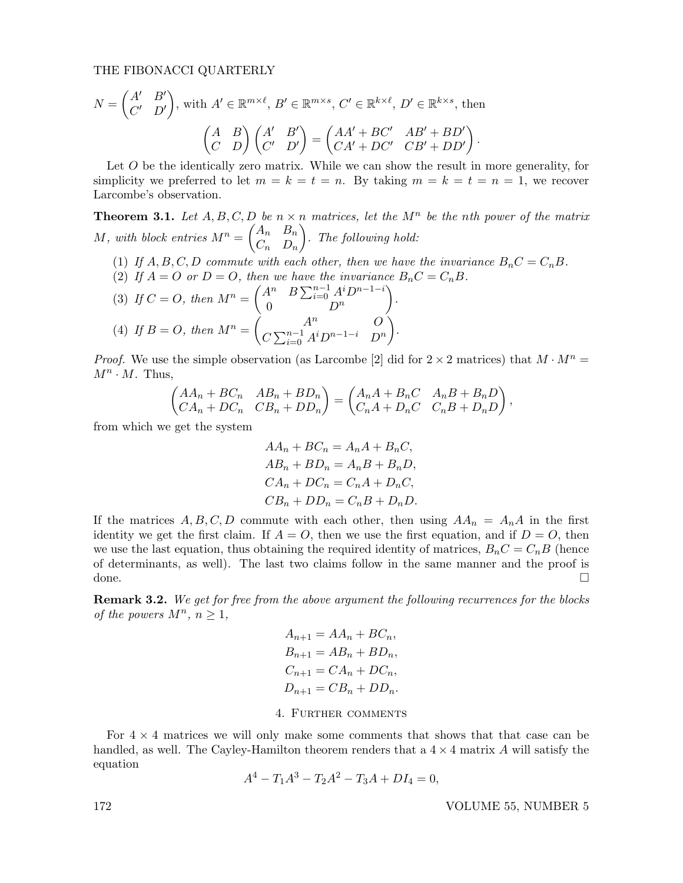$N = \begin{pmatrix} A' & B' \\ C' & D' \end{pmatrix}$, with $A' \in \mathbb{R}^{m\times \ell}$, $B' \in \mathbb{R}^{m\times s}$, $C' \in \mathbb{R}^{k\times \ell}$, $D' \in \mathbb{R}^{k\times s}$, then

$$\begin{pmatrix} A & B \\ C & D \end{pmatrix} \begin{pmatrix} A' & B' \\ C' & D' \end{pmatrix} = \begin{pmatrix} AA' + BC' & AB' + BD' \\ CA' + DC' & CB' + DD' \end{pmatrix}.$$

Let $O$ be the identically zero matrix. While we can show the result in more generality, for simplicity we preferred to let $m = k = t = n$. By taking $m = k = t = n = 1$, we recover Larcombe's observation.

**Theorem 3.1.** *Let $A, B, C, D$ be $n \times n$ matrices, let the $M^n$ be the $n$th power of the matrix $M$, with block entries $M^n = \begin{pmatrix} A_n & B_n \\ C_n & D_n \end{pmatrix}$. The following hold:*

1. *If $A, B, C, D$ commute with each other, then we have the invariance $B_n C = C_n B$.*
2. *If $A = O$ or $D = O$, then we have the invariance $B_n C = C_n B$.*
3. *If $C = O$, then $M^n = \begin{pmatrix} A^n & B\sum_{i=0}^{n-1} A^i D^{n-1-i} \\ 0 & D^n \end{pmatrix}$.*
4. *If $B = O$, then $M^n = \begin{pmatrix} A^n & O \\ C\sum_{i=0}^{n-1} A^i D^{n-1-i} & D^n \end{pmatrix}$.*

*Proof.* We use the simple observation (as Larcombe [2] did for $2 \times 2$ matrices) that $M \cdot M^n = M^n \cdot M$. Thus,

$$\begin{pmatrix} AA_n + BC_n & AB_n + BD_n \\ CA_n + DC_n & CB_n + DD_n \end{pmatrix} = \begin{pmatrix} A_nA + B_nC & A_nB + B_nD \\ C_nA + D_nC & C_nB + D_nD \end{pmatrix},$$

from which we get the system

$$\begin{aligned} AA_n + BC_n &= A_nA + B_nC, \\ AB_n + BD_n &= A_nB + B_nD, \\ CA_n + DC_n &= C_nA + D_nC, \\ CB_n + DD_n &= C_nB + D_nD. \end{aligned}$$

If the matrices $A, B, C, D$ commute with each other, then using $AA_n = A_nA$ in the first identity we get the first claim. If $A = O$, then we use the first equation, and if $D = O$, then we use the last equation, thus obtaining the required identity of matrices, $B_nC = C_nB$ (hence of determinants, as well). The last two claims follow in the same manner and the proof is done. □

**Remark 3.2.** *We get for free from the above argument the following recurrences for the blocks of the powers $M^n$, $n \ge 1$,*

$$\begin{aligned} A_{n+1} &= AA_n + BC_n, \\ B_{n+1} &= AB_n + BD_n, \\ C_{n+1} &= CA_n + DC_n, \\ D_{n+1} &= CB_n + DD_n. \end{aligned}$$

## 4. Further comments

For $4 \times 4$ matrices we will only make some comments that shows that that case can be handled, as well. The Cayley-Hamilton theorem renders that a $4 \times 4$ matrix $A$ will satisfy the equation

$$A^4 - T_1A^3 - T_2A^2 - T_3A + DI_4 = 0,$$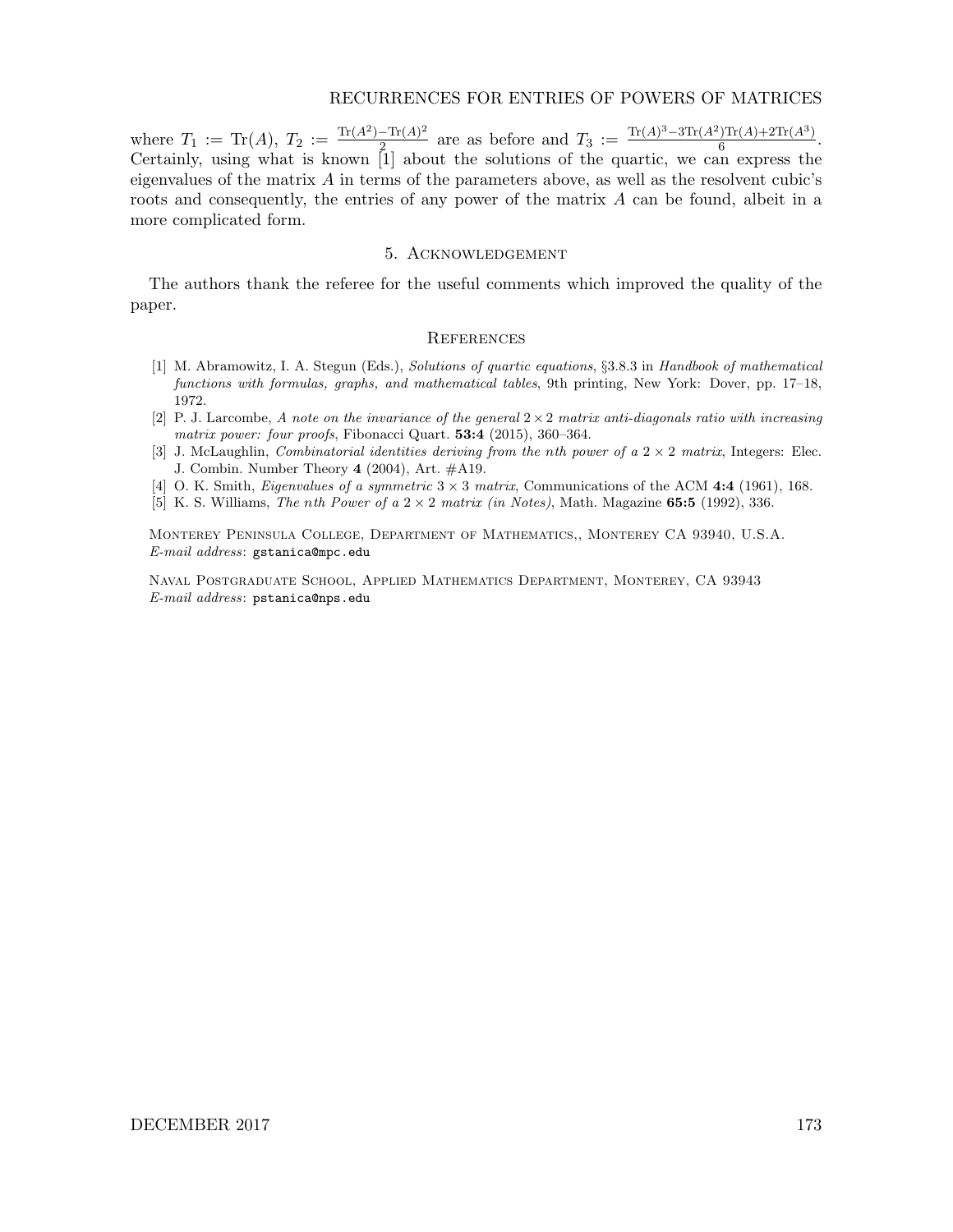where $T_1 := \text{Tr}(A)$, $T_2 := \frac{\text{Tr}(A^2)-\text{Tr}(A)^2}{2}$ are as before and $T_3 := \frac{\text{Tr}(A)^3-3\text{Tr}(A^2)\text{Tr}(A)+2\text{Tr}(A^3)}{6}$. Certainly, using what is known [1] about the solutions of the quartic, we can express the eigenvalues of the matrix $A$ in terms of the parameters above, as well as the resolvent cubic's roots and consequently, the entries of any power of the matrix $A$ can be found, albeit in a more complicated form.

## 5. Acknowledgement

The authors thank the referee for the useful comments which improved the quality of the paper.

## References

[1] M. Abramowitz, I. A. Stegun (Eds.), *Solutions of quartic equations*, §3.8.3 in *Handbook of mathematical functions with formulas, graphs, and mathematical tables*, 9th printing, New York: Dover, pp. 17–18, 1972.

[2] P. J. Larcombe, *A note on the invariance of the general $2 \times 2$ matrix anti-diagonals ratio with increasing matrix power: four proofs*, Fibonacci Quart. **53:4** (2015), 360–364.

[3] J. McLaughlin, *Combinatorial identities deriving from the nth power of a $2 \times 2$ matrix*, Integers: Elec. J. Combin. Number Theory **4** (2004), Art. #A19.

[4] O. K. Smith, *Eigenvalues of a symmetric $3 \times 3$ matrix*, Communications of the ACM **4:4** (1961), 168.

[5] K. S. Williams, *The $n$th Power of a $2 \times 2$ matrix (in Notes)*, Math. Magazine **65:5** (1992), 336.

Monterey Peninsula College, Department of Mathematics,, Monterey CA 93940, U.S.A.
*E-mail address*: gstanica@mpc.edu

Naval Postgraduate School, Applied Mathematics Department, Monterey, CA 93943
*E-mail address*: pstanica@nps.edu